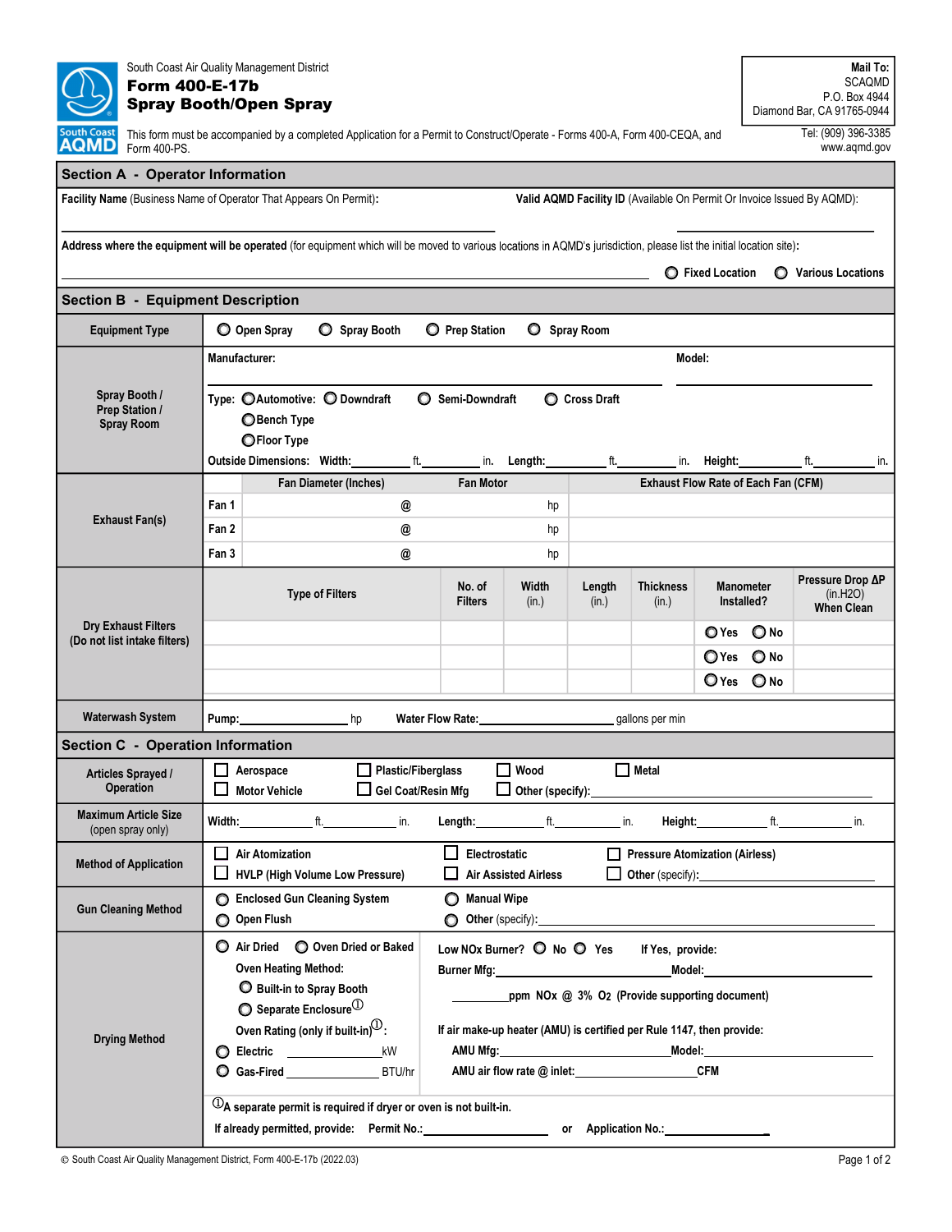South Coast Air Quality Management District

# Form 400-E-17b
# Spray Booth/Open Spray

**Mail To:**
SCAQMD
P.O. Box 4944
Diamond Bar, CA 91765-0944

Tel: (909) 396-3385
www.aqmd.gov

This form must be accompanied by a completed Application for a Permit to Construct/Operate - Forms 400-A, Form 400-CEQA, and Form 400-PS.

## Section A - Operator Information

**Facility Name** (Business Name of Operator That Appears On Permit): ______________________

**Valid AQMD Facility ID** (Available On Permit Or Invoice Issued By AQMD): ______________________

**Address where the equipment will be operated** (for equipment which will be moved to various locations in AQMD's jurisdiction, please list the initial location site): ______________________

○ Fixed Location ○ Various Locations

## Section B - Equipment Description

| | |
|---|---|
| **Equipment Type** | ○ Open Spray ○ Spray Booth ○ Prep Station ○ Spray Room |
| **Spray Booth / Prep Station / Spray Room** | **Manufacturer:** ______________ **Model:** ______________<br>**Type:** ○Automotive: ○ Downdraft ○ Semi-Downdraft ○ Cross Draft<br>○Bench Type<br>○Floor Type<br>**Outside Dimensions:** **Width:**______ ft.______ in. **Length:**______ ft.______ in. **Height:**______ ft.______ in. |

**Exhaust Fan(s)**

| | Fan Diameter (Inches) | Fan Motor | Exhaust Flow Rate of Each Fan (CFM) |
|---|---|---|---|
| Fan 1 | @ | hp | |
| Fan 2 | @ | hp | |
| Fan 3 | @ | hp | |

**Dry Exhaust Filters (Do not list intake filters)**

| Type of Filters | No. of Filters | Width (in.) | Length (in.) | Thickness (in.) | Manometer Installed? | Pressure Drop ΔP (in.H2O) When Clean |
|---|---|---|---|---|---|---|
| | | | | | ○Yes ○No | |
| | | | | | ○Yes ○No | |
| | | | | | ○Yes ○No | |

**Waterwash System** — **Pump:**______________ hp **Water Flow Rate:**______________ gallons per min

## Section C - Operation Information

| | |
|---|---|
| **Articles Sprayed / Operation** | ☐ Aerospace ☐ Plastic/Fiberglass ☐ Wood ☐ Metal<br>☐ Motor Vehicle ☐ Gel Coat/Resin Mfg ☐ Other (specify):______________ |
| **Maximum Article Size** (open spray only) | **Width:**______ ft.______ in. **Length:**______ ft.______ in. **Height:**______ ft.______ in. |
| **Method of Application** | ☐ Air Atomization ☐ Electrostatic ☐ Pressure Atomization (Airless)<br>☐ HVLP (High Volume Low Pressure) ☐ Air Assisted Airless ☐ Other (specify):______________ |
| **Gun Cleaning Method** | ○ Enclosed Gun Cleaning System ○ Manual Wipe<br>○ Open Flush ○ Other (specify):______________ |
| **Drying Method** | ○ Air Dried ○ Oven Dried or Baked<br>Oven Heating Method:<br>○ Built-in to Spray Booth<br>○ Separate Enclosure①<br>Oven Rating (only if built-in)①:<br>○ Electric ______ kW<br>○ Gas-Fired ______ BTU/hr<br><br>Low NOx Burner? ○ No ○ Yes If Yes, provide:<br>Burner Mfg:______________ Model:______________<br>______ ppm NOx @ 3% $O_2$ (Provide supporting document)<br>If air make-up heater (AMU) is certified per Rule 1147, then provide:<br>AMU Mfg:______________ Model:______________<br>AMU air flow rate @ inlet:______________ CFM<br><br>①A separate permit is required if dryer or oven is not built-in.<br>If already permitted, provide: Permit No.:______________ or Application No.:______________ |

© South Coast Air Quality Management District, Form 400-E-17b (2022.03)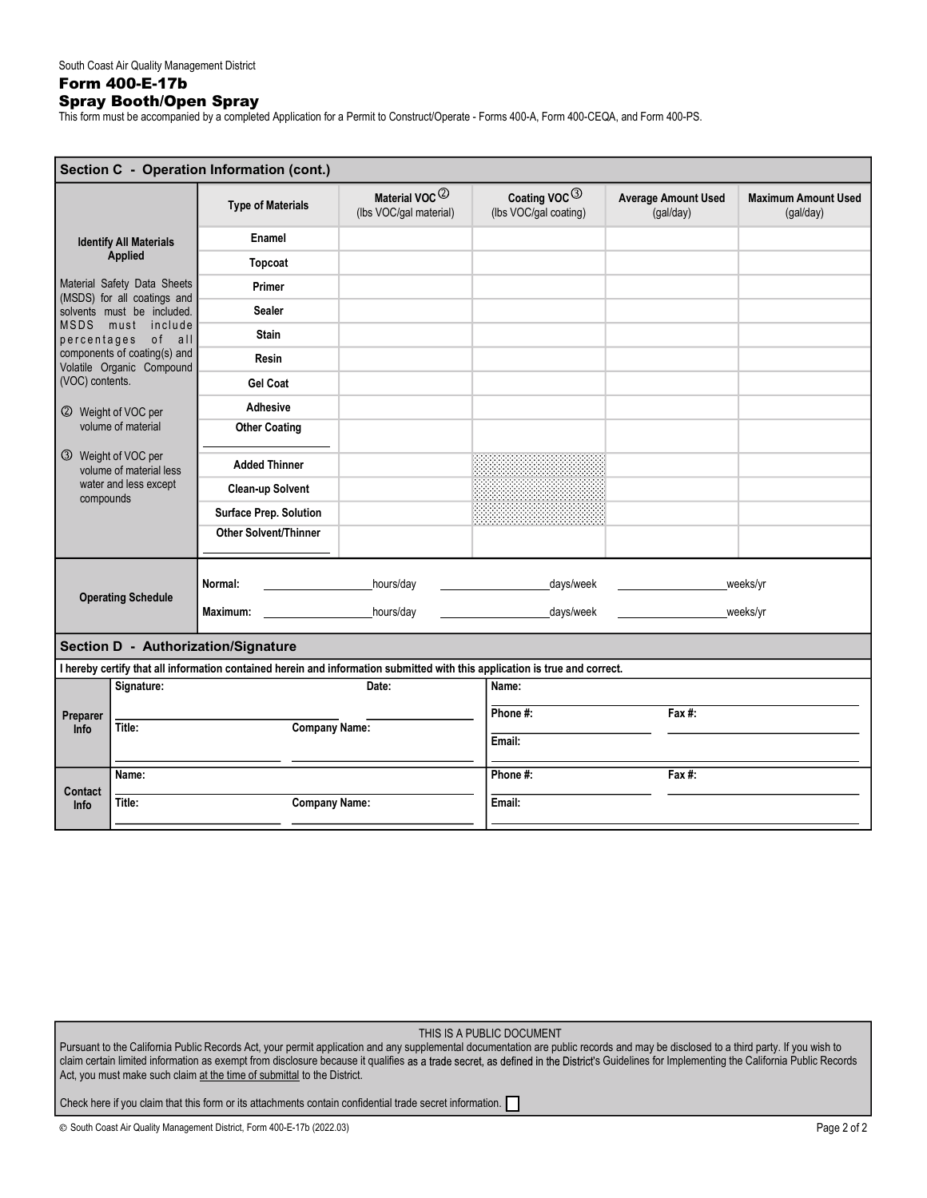South Coast Air Quality Management District

# Form 400-E-17b
## Spray Booth/Open Spray

This form must be accompanied by a completed Application for a Permit to Construct/Operate - Forms 400-A, Form 400-CEQA, and Form 400-PS.

### Section C - Operation Information (cont.)

| | Type of Materials | Material VOC ② (lbs VOC/gal material) | Coating VOC ③ (lbs VOC/gal coating) | Average Amount Used (gal/day) | Maximum Amount Used (gal/day) |
|---|---|---|---|---|---|
| **Identify All Materials Applied** | Enamel | | | | |
| Material Safety Data Sheets (MSDS) for all coatings and solvents must be included. MSDS must include percentages of all components of coating(s) and Volatile Organic Compound (VOC) contents. | Topcoat | | | | |
| ② Weight of VOC per volume of material | Primer | | | | |
| ③ Weight of VOC per volume of material less water and less except compounds | Sealer | | | | |
| | Stain | | | | |
| | Resin | | | | |
| | Gel Coat | | | | |
| | Adhesive | | | | |
| | Other Coating ________ | | | | |
| | Added Thinner | | | | |
| | Clean-up Solvent | | | | |
| | Surface Prep. Solution | | | | |
| | Other Solvent/Thinner ________ | | | | |

**Operating Schedule**

Normal: ________ hours/day ________ days/week ________ weeks/yr

Maximum: ________ hours/day ________ days/week ________ weeks/yr

### Section D - Authorization/Signature

**I hereby certify that all information contained herein and information submitted with this application is true and correct.**

**Preparer Info**

Signature: ________ Date: ________

Title: ________ Company Name: ________

Name: ________

Phone #: ________ Fax #: ________

Email: ________

**Contact Info**

Name: ________

Title: ________ Company Name: ________

Phone #: ________ Fax #: ________

Email: ________

THIS IS A PUBLIC DOCUMENT

Pursuant to the California Public Records Act, your permit application and any supplemental documentation are public records and may be disclosed to a third party. If you wish to claim certain limited information as exempt from disclosure because it qualifies as a trade secret, as defined in the District's Guidelines for Implementing the California Public Records Act, you must make such claim at the time of submittal to the District.

Check here if you claim that this form or its attachments contain confidential trade secret information. ☐

© South Coast Air Quality Management District, Form 400-E-17b (2022.03)